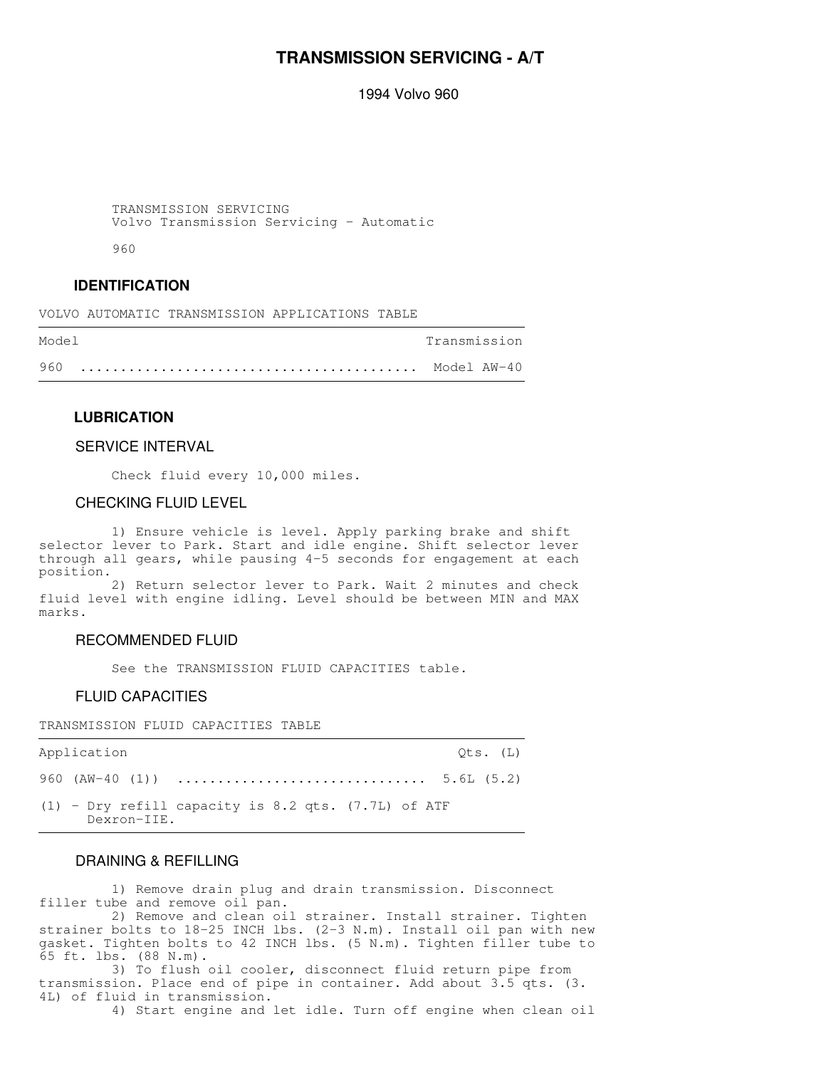# TRANSMISSION SERVICING - A/T

1994 Volvo 960

TRANSMISSION SERVICING
Volvo Transmission Servicing - Automatic

960

## IDENTIFICATION

VOLVO AUTOMATIC TRANSMISSION APPLICATIONS TABLE

| Model | Transmission |
|---|---|
| 960 | Model AW-40 |

## LUBRICATION

### SERVICE INTERVAL

Check fluid every 10,000 miles.

### CHECKING FLUID LEVEL

1) Ensure vehicle is level. Apply parking brake and shift selector lever to Park. Start and idle engine. Shift selector lever through all gears, while pausing 4-5 seconds for engagement at each position.

2) Return selector lever to Park. Wait 2 minutes and check fluid level with engine idling. Level should be between MIN and MAX marks.

### RECOMMENDED FLUID

See the TRANSMISSION FLUID CAPACITIES table.

### FLUID CAPACITIES

TRANSMISSION FLUID CAPACITIES TABLE

| Application | Qts. (L) |
|---|---|
| 960 (AW-40 (1)) | 5.6L (5.2) |

(1) - Dry refill capacity is 8.2 qts. (7.7L) of ATF Dexron-IIE.

### DRAINING & REFILLING

1) Remove drain plug and drain transmission. Disconnect filler tube and remove oil pan.

2) Remove and clean oil strainer. Install strainer. Tighten strainer bolts to 18-25 INCH lbs. (2-3 N.m). Install oil pan with new gasket. Tighten bolts to 42 INCH lbs. (5 N.m). Tighten filler tube to 65 ft. lbs. (88 N.m).

3) To flush oil cooler, disconnect fluid return pipe from transmission. Place end of pipe in container. Add about 3.5 qts. (3.4L) of fluid in transmission.

4) Start engine and let idle. Turn off engine when clean oil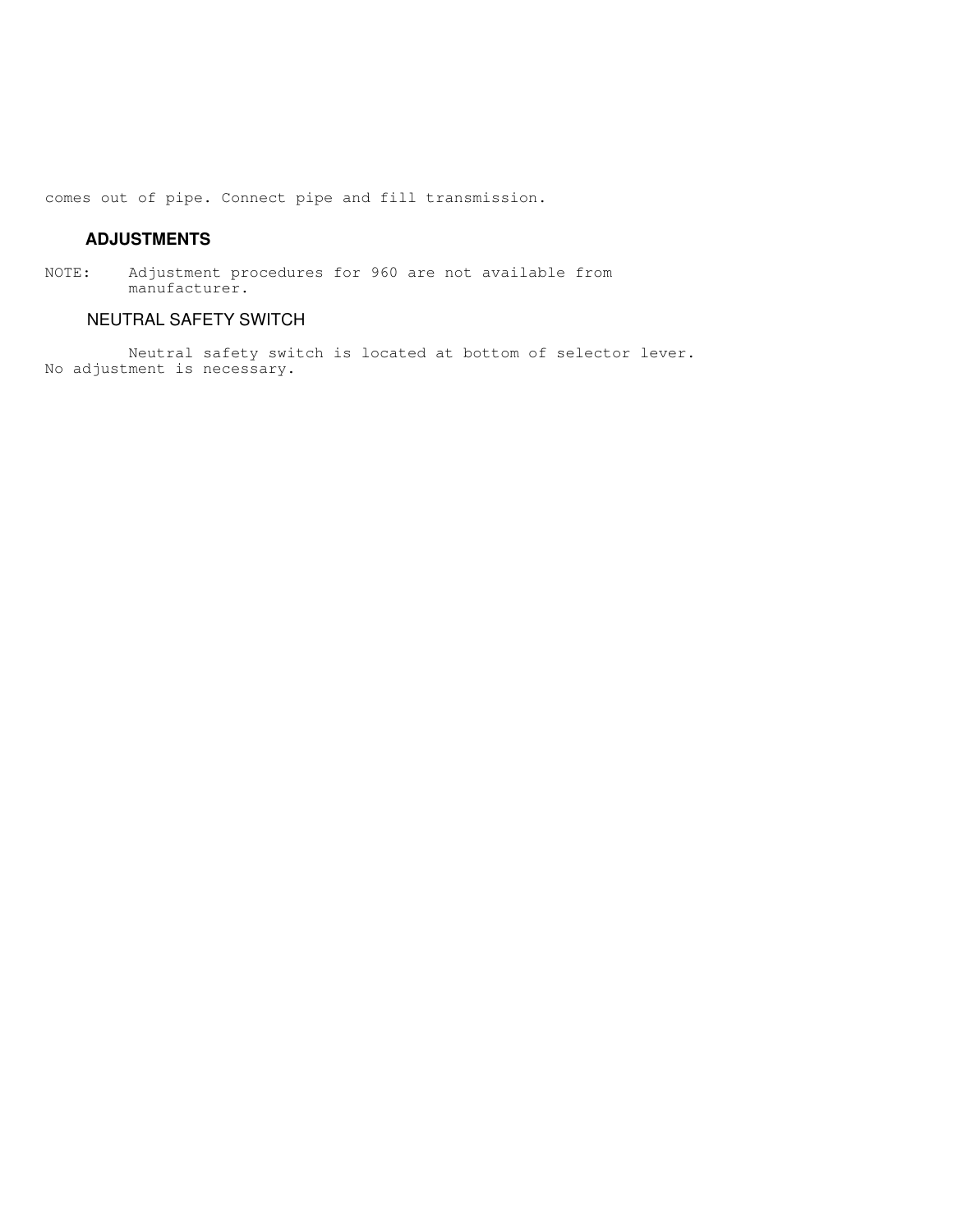comes out of pipe. Connect pipe and fill transmission.

## ADJUSTMENTS

NOTE: Adjustment procedures for 960 are not available from manufacturer.

### NEUTRAL SAFETY SWITCH

Neutral safety switch is located at bottom of selector lever. No adjustment is necessary.